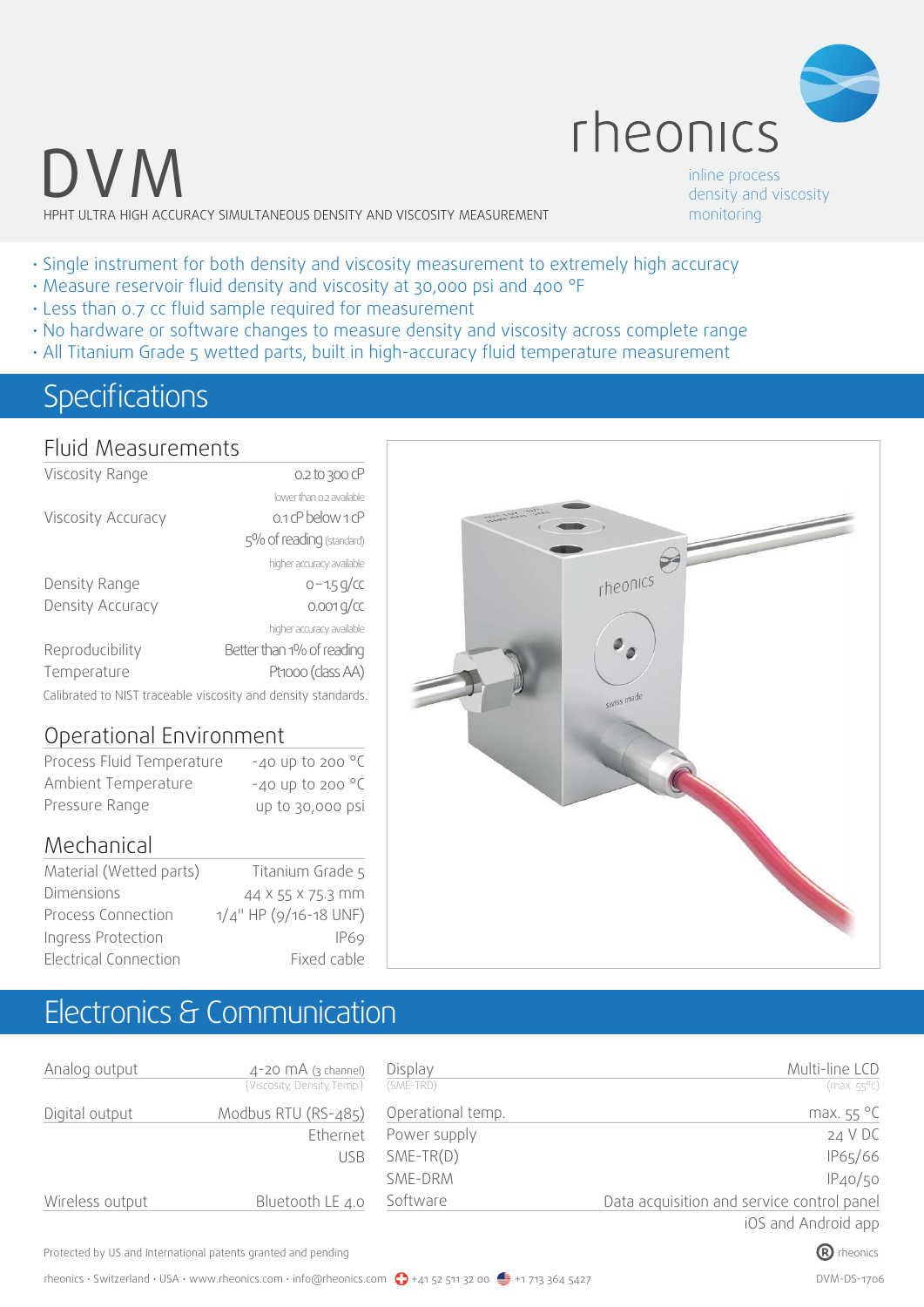# DVM

HPHT ULTRA HIGH ACCURACY SIMULTANEOUS DENSITY AND VISCOSITY MEASUREMENT

rheonics

inline process density and viscosity monitoring

- Single instrument for both density and viscosity measurement to extremely high accuracy
- Measure reservoir fluid density and viscosity at 30,000 psi and 400 °F
- Less than 0.7 cc fluid sample required for measurement
- No hardware or software changes to measure density and viscosity across complete range
- All Titanium Grade 5 wetted parts, built in high-accuracy fluid temperature measurement

## Specifications

### Fluid Measurements

| | |
|---|---|
| Viscosity Range | 0.2 to 300 cP |
| | lower than 0.2 available |
| Viscosity Accuracy | 0.1 cP below 1 cP |
| | 5% of reading (standard) |
| | higher accuracy available |
| Density Range | 0 – 1.5 g/cc |
| Density Accuracy | 0.001 g/cc |
| | higher accuracy available |
| Reproducibility | Better than 1% of reading |
| Temperature | Pt1000 (class AA) |

Calibrated to NIST traceable viscosity and density standards.

### Operational Environment

| | |
|---|---|
| Process Fluid Temperature | -40 up to 200 °C |
| Ambient Temperature | -40 up to 200 °C |
| Pressure Range | up to 30,000 psi |

### Mechanical

| | |
|---|---|
| Material (Wetted parts) | Titanium Grade 5 |
| Dimensions | 44 x 55 x 75.3 mm |
| Process Connection | 1/4" HP (9/16-18 UNF) |
| Ingress Protection | IP69 |
| Electrical Connection | Fixed cable |

## Electronics & Communication

| | |
|---|---|
| Analog output | 4-20 mA (3 channel) {Viscosity, Density, Temp.} |
| Digital output | Modbus RTU (RS-485) |
| | Ethernet |
| | USB |
| Wireless output | Bluetooth LE 4.0 |

| | |
|---|---|
| Display (SME-TRD) | Multi-line LCD (max. 55°c) |
| Operational temp. | max. 55 °C |
| Power supply | 24 V DC |
| SME-TR(D) | IP65/66 |
| SME-DRM | IP40/50 |
| Software | Data acquisition and service control panel |
| | iOS and Android app |

Protected by US and International patents granted and pending

rheonics · Switzerland · USA · www.rheonics.com · info@rheonics.com · +41 52 511 32 00 · +1 713 364 5427

DVM-DS-1706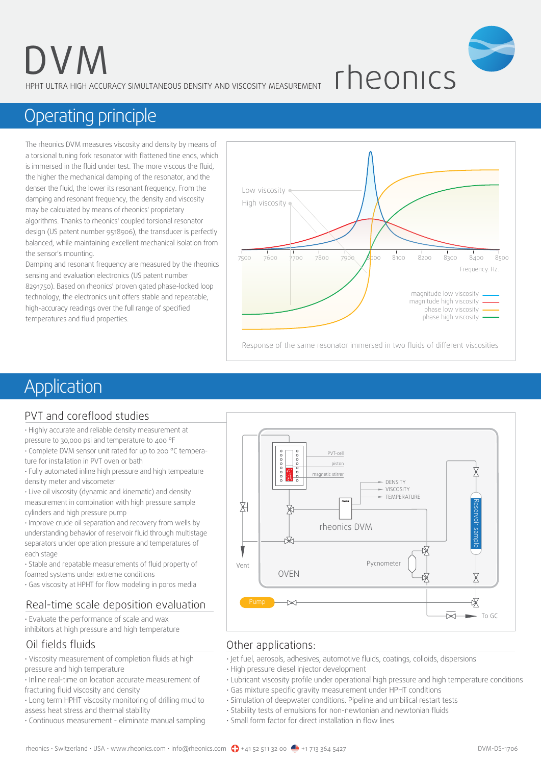# DVM

HPHT ULTRA HIGH ACCURACY SIMULTANEOUS DENSITY AND VISCOSITY MEASUREMENT

rheonics

## Operating principle

The rheonics DVM measures viscosity and density by means of a torsional tuning fork resonator with flattened tine ends, which is immersed in the fluid under test. The more viscous the fluid, the higher the mechanical damping of the resonator, and the denser the fluid, the lower its resonant frequency. From the damping and resonant frequency, the density and viscosity may be calculated by means of rheonics' proprietary algorithms. Thanks to rheonics' coupled torsional resonator design (US patent number 9518906), the transducer is perfectly balanced, while maintaining excellent mechanical isolation from the sensor's mounting.

Damping and resonant frequency are measured by the rheonics sensing and evaluation electronics (US patent number 8291750). Based on rheonics' proven gated phase-locked loop technology, the electronics unit offers stable and repeatable, high-accuracy readings over the full range of specified temperatures and fluid properties.

Response of the same resonator immersed in two fluids of different viscosities

## Application

### PVT and coreflood studies

- Highly accurate and reliable density measurement at pressure to 30,000 psi and temperature to 400 °F
- Complete DVM sensor unit rated for up to 200 °C temperature for installation in PVT oven or bath
- Fully automated inline high pressure and high tempeature density meter and viscometer
- Live oil viscosity (dynamic and kinematic) and density measurement in combination with high pressure sample cylinders and high pressure pump
- Improve crude oil separation and recovery from wells by understanding behavior of reservoir fluid through multistage separators under operation pressure and temperatures of each stage
- Stable and repatable measurements of fluid property of foamed systems under extreme conditions
- Gas viscosity at HPHT for flow modeling in poros media

### Real-time scale deposition evaluation

- Evaluate the performance of scale and wax inhibitors at high pressure and high temperature

### Oil fields fluids

- Viscosity measurement of completion fluids at high pressure and high temperature
- Inline real-time on location accurate measurement of fracturing fluid viscosity and density
- Long term HPHT viscosity monitoring of drilling mud to assess heat stress and thermal stability
- Continuous measurement - eliminate manual sampling

### Other applications:

- Jet fuel, aerosols, adhesives, automotive fluids, coatings, colloids, dispersions
- High pressure diesel injector development
- Lubricant viscosity profile under operational high pressure and high temperature conditions
- Gas mixture specific gravity measurement under HPHT conditions
- Simulation of deepwater conditions. Pipeline and umbilical restart tests
- Stability tests of emulsions for non-newtonian and newtonian fluids
- Small form factor for direct installation in flow lines

rheonics · Switzerland · USA · www.rheonics.com · info@rheonics.com · +41 52 511 32 00 · +1 713 364 5427

DVM-DS-1706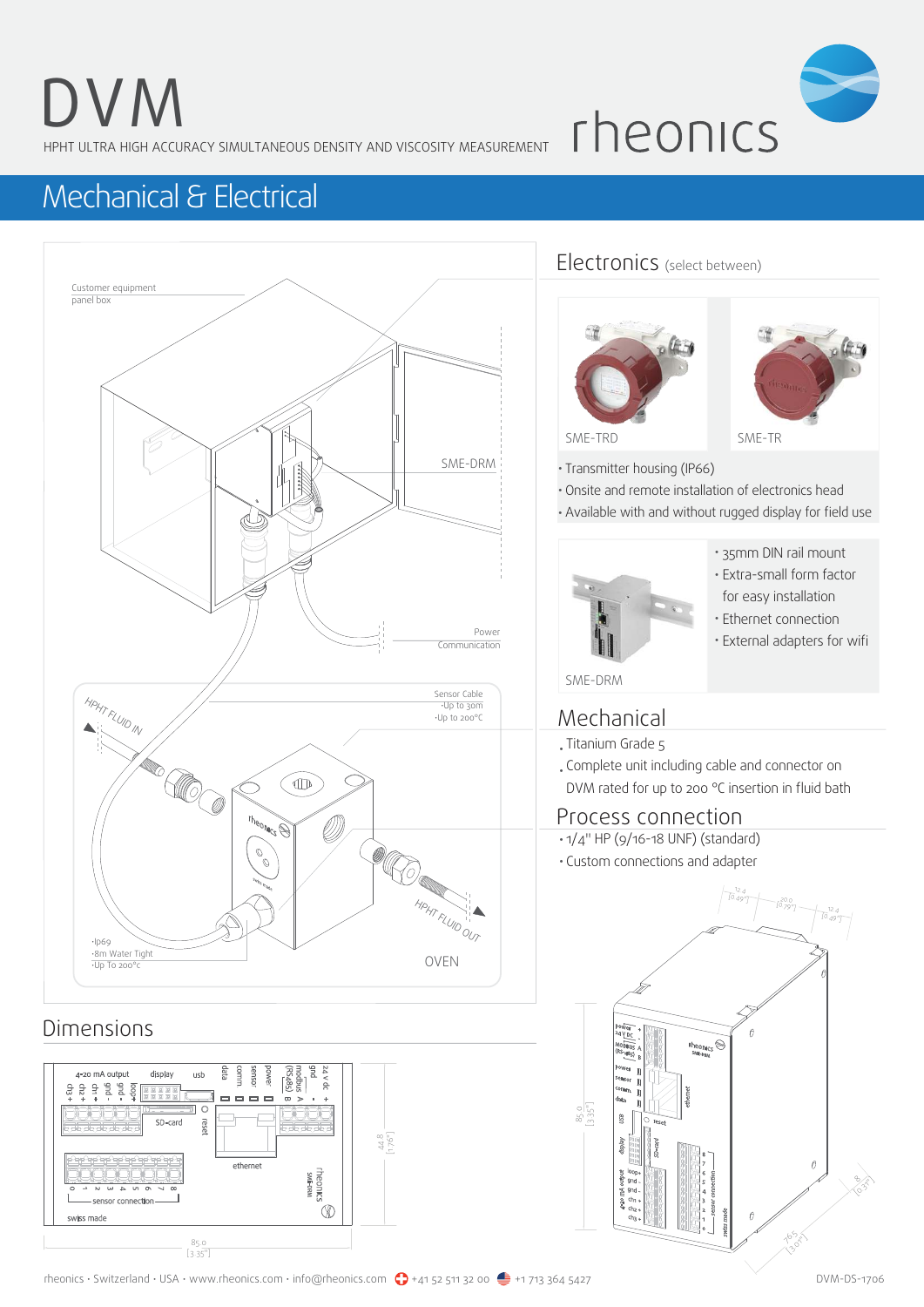# DVM

HPHT ULTRA HIGH ACCURACY SIMULTANEOUS DENSITY AND VISCOSITY MEASUREMENT

rheonics

## Mechanical & Electrical

Customer equipment panel box

SME-DRM

Power
Communication

Sensor Cable
·Up to 30m
·Up to 200°C

HPHT FLUID IN

HPHT FLUID OUT

·Ip69
·8m Water Tight
·Up To 200°c

OVEN

## Electronics (select between)

SME-TRD

SME-TR

- Transmitter housing (IP66)
- Onsite and remote installation of electronics head
- Available with and without rugged display for field use

SME-DRM

- 35mm DIN rail mount
- Extra-small form factor for easy installation
- Ethernet connection
- External adapters for wifi

## Mechanical

- Titanium Grade 5
- Complete unit including cable and connector on DVM rated for up to 200 °C insertion in fluid bath

## Process connection

- 1/4" HP (9/16-18 UNF) (standard)
- Custom connections and adapter

## Dimensions

4-20 mA output, display, usb, ch3 +, ch2 +, ch1 +, gnd -, loop+, SD-card, reset, data, comm., sensor, power, modbus (RS485) B, A, gnd -, 24 v dc +, ethernet, 0, 1, 2, 3, 4, 5, 6, 7, 8, sensor connection, swiss made, rheonics SME-DRM

85.0 [3.35"]

44.8 [1.76"]

12.4 [0.49"]

20.0 [0.79"]

12.4 [0.49"]

85.0 [3.35"]

8 [0.31"]

76.5 [3.01"]

rheonics · Switzerland · USA · www.rheonics.com · info@rheonics.com +41 52 511 32 00 +1 713 364 5427 DVM-DS-1706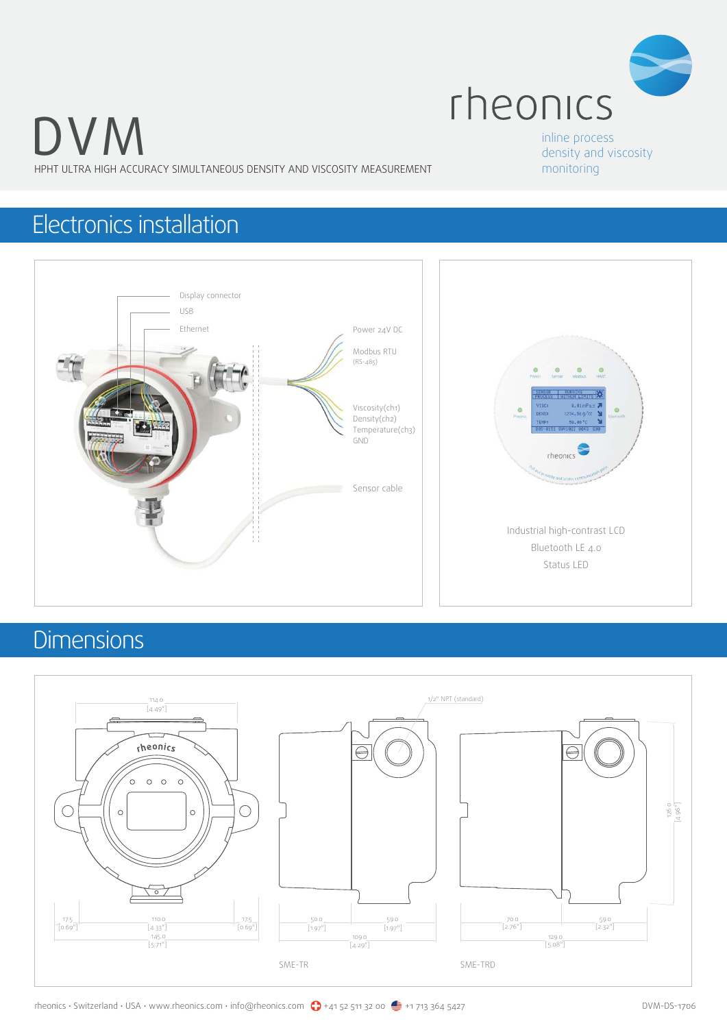# DVM

HPHT ULTRA HIGH ACCURACY SIMULTANEOUS DENSITY AND VISCOSITY MEASUREMENT

rheonics

inline process density and viscosity monitoring

## Electronics installation

Display connector

USB

Ethernet

Power 24V DC

Modbus RTU (RS-485)

Viscosity(ch1)
Density(ch2)
Temperature(ch3)
GND

Sensor cable

Industrial high-contrast LCD

Bluetooth LE 4.0

Status LED

## Dimensions

114.0 [4.49"]

17.5 [0.69"] | 110.0 [4.33"] | 17.5 [0.69"]

145.0 [5.71"]

1/2" NPT (standard)

50.0 [1.97"] | 59.0 [1.97"]

109.0 [4.29"]

SME-TR

70.0 [2.76"] | 59.0 [2.32"]

129.0 [5.08"]

126.0 [4.96"]

SME-TRD

rheonics · Switzerland · USA · www.rheonics.com · info@rheonics.com +41 52 511 32 00 +1 713 364 5427

DVM-DS-1706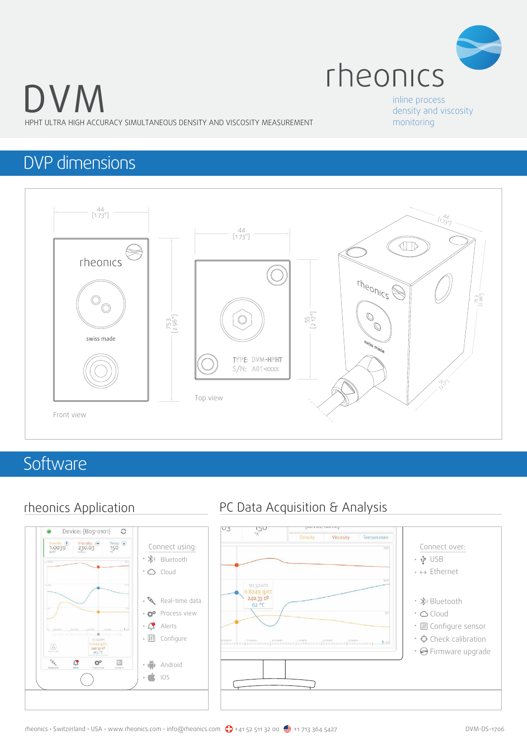# DVM

HPHT ULTRA HIGH ACCURACY SIMULTANEOUS DENSITY AND VISCOSITY MEASUREMENT

rheonics

inline process density and viscosity monitoring

## DVP dimensions

44 [1.73"]

75.3 [2.96"]

rheonics

swiss made

Front view

44 [1.73"]

55 [2.17"]

TYPE: DVM-HPHT
S/N: A01-xxxx

Top view

44 [1.73"]

75.3 [2.96"]

55 [2.17"]

## Software

### rheonics Application

Connect using:

- Bluetooth
- Cloud

- Real-time data
- Process view
- Alerts
- Configure

- Android
- IOS

### PC Data Acquisition & Analysis

Connect over:

- USB
- Ethernet

- Bluetooth
- Cloud
- Configure sensor
- Check calibration
- Firmware upgrade

rheonics · Switzerland · USA · www.rheonics.com · info@rheonics.com +41 52 511 32 00 +1 713 364 5427

DVM-DS-1706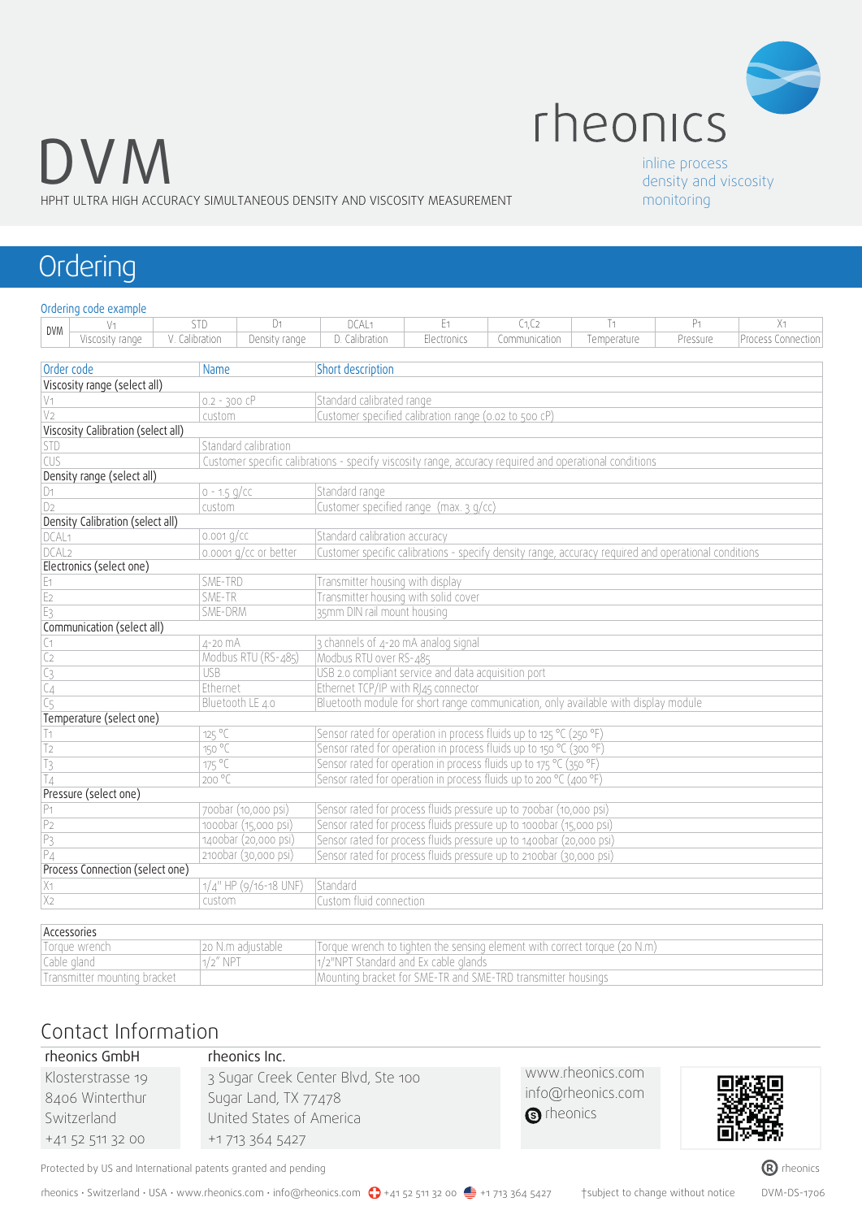# DVM

HPHT ULTRA HIGH ACCURACY SIMULTANEOUS DENSITY AND VISCOSITY MEASUREMENT

rheonics

inline process density and viscosity monitoring

## Ordering

Ordering code example

| DVM | V1 | STD | D1 | DCAL1 | E1 | C1,C2 | T1 | P1 | X1 |
|---|---|---|---|---|---|---|---|---|---|
| | Viscosity range | V. Calibration | Density range | D. Calibration | Electronics | Communication | Temperature | Pressure | Process Connection |

| Order code | Name | Short description |
|---|---|---|
| Viscosity range (select all) | | |
| V1 | 0.2 - 300 cP | Standard calibrated range |
| V2 | custom | Customer specified calibration range (0.02 to 500 cP) |
| Viscosity Calibration (select all) | | |
| STD | Standard calibration | |
| CUS | Customer specific calibrations - specify viscosity range, accuracy required and operational conditions | |
| Density range (select all) | | |
| D1 | 0 - 1.5 g/cc | Standard range |
| D2 | custom | Customer specified range (max. 3 g/cc) |
| Density Calibration (select all) | | |
| DCAL1 | 0.001 g/cc | Standard calibration accuracy |
| DCAL2 | 0.0001 g/cc or better | Customer specific calibrations - specify density range, accuracy required and operational conditions |
| Electronics (select one) | | |
| E1 | SME-TRD | Transmitter housing with display |
| E2 | SME-TR | Transmitter housing with solid cover |
| E3 | SME-DRM | 35mm DIN rail mount housing |
| Communication (select all) | | |
| C1 | 4-20 mA | 3 channels of 4-20 mA analog signal |
| C2 | Modbus RTU (RS-485) | Modbus RTU over RS-485 |
| C3 | USB | USB 2.0 compliant service and data acquisition port |
| C4 | Ethernet | Ethernet TCP/IP with RJ45 connector |
| C5 | Bluetooth LE 4.0 | Bluetooth module for short range communication, only available with display module |
| Temperature (select one) | | |
| T1 | 125 °C | Sensor rated for operation in process fluids up to 125 °C (250 °F) |
| T2 | 150 °C | Sensor rated for operation in process fluids up to 150 °C (300 °F) |
| T3 | 175 °C | Sensor rated for operation in process fluids up to 175 °C (350 °F) |
| T4 | 200 °C | Sensor rated for operation in process fluids up to 200 °C (400 °F) |
| Pressure (select one) | | |
| P1 | 700bar (10,000 psi) | Sensor rated for process fluids pressure up to 700bar (10,000 psi) |
| P2 | 1000bar (15,000 psi) | Sensor rated for process fluids pressure up to 1000bar (15,000 psi) |
| P3 | 1400bar (20,000 psi) | Sensor rated for process fluids pressure up to 1400bar (20,000 psi) |
| P4 | 2100bar (30,000 psi) | Sensor rated for process fluids pressure up to 2100bar (30,000 psi) |
| Process Connection (select one) | | |
| X1 | 1/4" HP (9/16-18 UNF) | Standard |
| X2 | custom | Custom fluid connection |

| Accessories | | |
|---|---|---|
| Torque wrench | 20 N.m adjustable | Torque wrench to tighten the sensing element with correct torque (20 N.m) |
| Cable gland | 1/2" NPT | 1/2"NPT Standard and Ex cable glands |
| Transmitter mounting bracket | | Mounting bracket for SME-TR and SME-TRD transmitter housings |

## Contact Information

**rheonics GmbH**
Klosterstrasse 19
8406 Winterthur
Switzerland
+41 52 511 32 00

**rheonics Inc.**
3 Sugar Creek Center Blvd, Ste 100
Sugar Land, TX 77478
United States of America
+1 713 364 5427

www.rheonics.com
info@rheonics.com
rheonics

Protected by US and International patents granted and pending

® rheonics

rheonics · Switzerland · USA · www.rheonics.com · info@rheonics.com +41 52 511 32 00 +1 713 364 5427 †subject to change without notice DVM-DS-1706